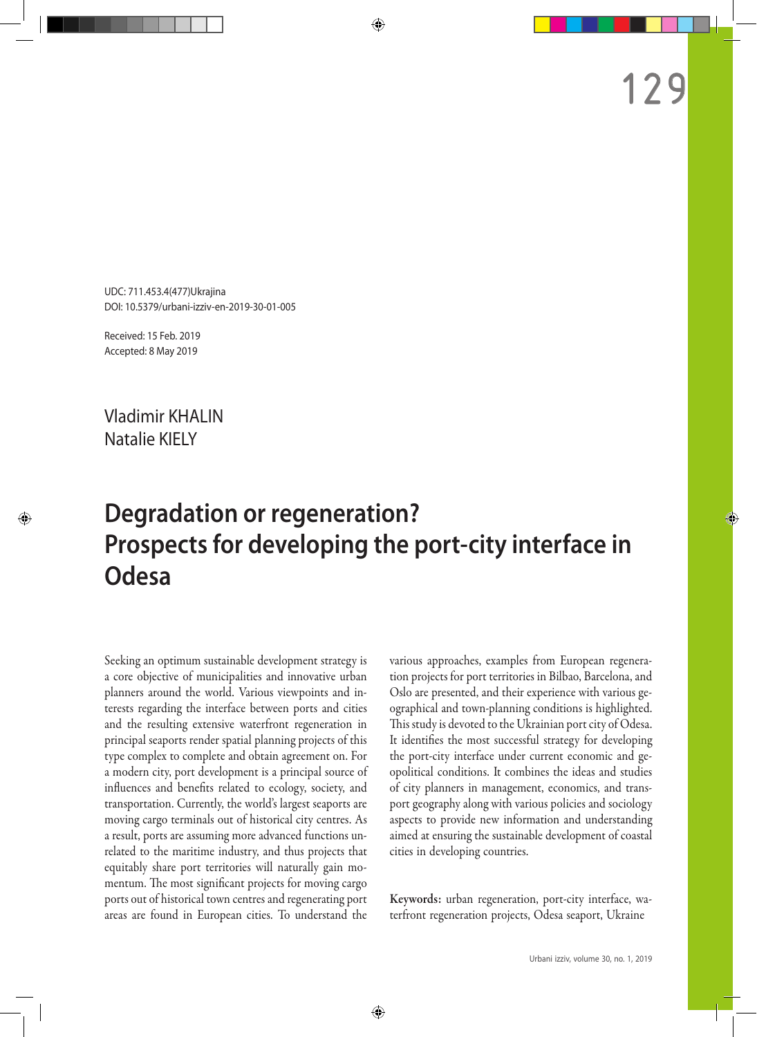UDC: 711.453.4(477)Ukrajina
DOI: 10.5379/urbani-izziv-en-2019-30-01-005

Received: 15 Feb. 2019
Accepted: 8 May 2019

Vladimir KHALIN
Natalie KIELY

# Degradation or regeneration? Prospects for developing the port-city interface in Odesa

Seeking an optimum sustainable development strategy is a core objective of municipalities and innovative urban planners around the world. Various viewpoints and interests regarding the interface between ports and cities and the resulting extensive waterfront regeneration in principal seaports render spatial planning projects of this type complex to complete and obtain agreement on. For a modern city, port development is a principal source of influences and benefits related to ecology, society, and transportation. Currently, the world's largest seaports are moving cargo terminals out of historical city centres. As a result, ports are assuming more advanced functions unrelated to the maritime industry, and thus projects that equitably share port territories will naturally gain momentum. The most significant projects for moving cargo ports out of historical town centres and regenerating port areas are found in European cities. To understand the various approaches, examples from European regeneration projects for port territories in Bilbao, Barcelona, and Oslo are presented, and their experience with various geographical and town-planning conditions is highlighted. This study is devoted to the Ukrainian port city of Odesa. It identifies the most successful strategy for developing the port-city interface under current economic and geopolitical conditions. It combines the ideas and studies of city planners in management, economics, and transport geography along with various policies and sociology aspects to provide new information and understanding aimed at ensuring the sustainable development of coastal cities in developing countries.

**Keywords:** urban regeneration, port-city interface, waterfront regeneration projects, Odesa seaport, Ukraine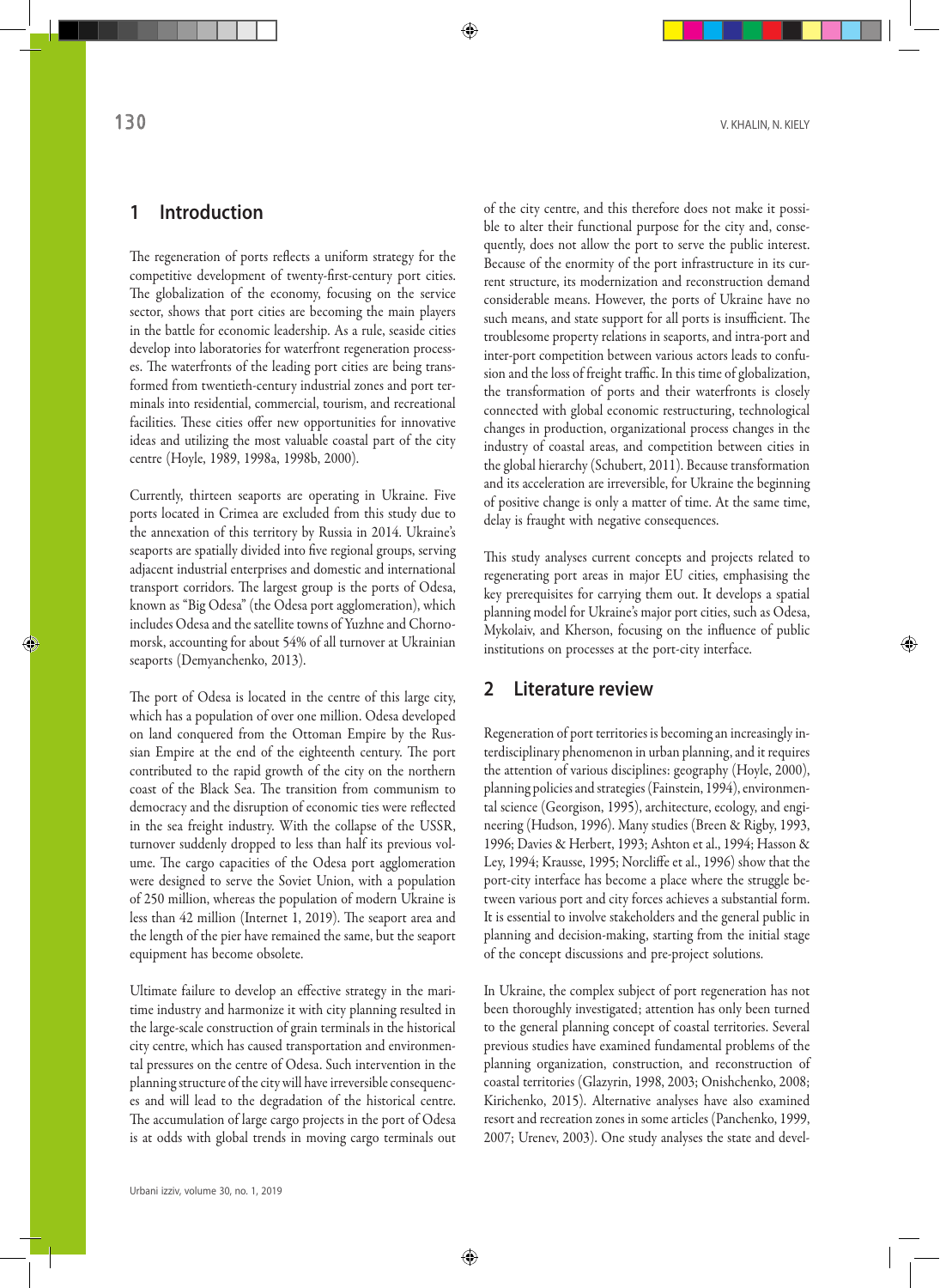## 1 Introduction

The regeneration of ports reflects a uniform strategy for the competitive development of twenty-first-century port cities. The globalization of the economy, focusing on the service sector, shows that port cities are becoming the main players in the battle for economic leadership. As a rule, seaside cities develop into laboratories for waterfront regeneration processes. The waterfronts of the leading port cities are being transformed from twentieth-century industrial zones and port terminals into residential, commercial, tourism, and recreational facilities. These cities offer new opportunities for innovative ideas and utilizing the most valuable coastal part of the city centre (Hoyle, 1989, 1998a, 1998b, 2000).

Currently, thirteen seaports are operating in Ukraine. Five ports located in Crimea are excluded from this study due to the annexation of this territory by Russia in 2014. Ukraine's seaports are spatially divided into five regional groups, serving adjacent industrial enterprises and domestic and international transport corridors. The largest group is the ports of Odesa, known as "Big Odesa" (the Odesa port agglomeration), which includes Odesa and the satellite towns of Yuzhne and Chornomorsk, accounting for about 54% of all turnover at Ukrainian seaports (Demyanchenko, 2013).

The port of Odesa is located in the centre of this large city, which has a population of over one million. Odesa developed on land conquered from the Ottoman Empire by the Russian Empire at the end of the eighteenth century. The port contributed to the rapid growth of the city on the northern coast of the Black Sea. The transition from communism to democracy and the disruption of economic ties were reflected in the sea freight industry. With the collapse of the USSR, turnover suddenly dropped to less than half its previous volume. The cargo capacities of the Odesa port agglomeration were designed to serve the Soviet Union, with a population of 250 million, whereas the population of modern Ukraine is less than 42 million (Internet 1, 2019). The seaport area and the length of the pier have remained the same, but the seaport equipment has become obsolete.

Ultimate failure to develop an effective strategy in the maritime industry and harmonize it with city planning resulted in the large-scale construction of grain terminals in the historical city centre, which has caused transportation and environmental pressures on the centre of Odesa. Such intervention in the planning structure of the city will have irreversible consequences and will lead to the degradation of the historical centre. The accumulation of large cargo projects in the port of Odesa is at odds with global trends in moving cargo terminals out of the city centre, and this therefore does not make it possible to alter their functional purpose for the city and, consequently, does not allow the port to serve the public interest. Because of the enormity of the port infrastructure in its current structure, its modernization and reconstruction demand considerable means. However, the ports of Ukraine have no such means, and state support for all ports is insufficient. The troublesome property relations in seaports, and intra-port and inter-port competition between various actors leads to confusion and the loss of freight traffic. In this time of globalization, the transformation of ports and their waterfronts is closely connected with global economic restructuring, technological changes in production, organizational process changes in the industry of coastal areas, and competition between cities in the global hierarchy (Schubert, 2011). Because transformation and its acceleration are irreversible, for Ukraine the beginning of positive change is only a matter of time. At the same time, delay is fraught with negative consequences.

This study analyses current concepts and projects related to regenerating port areas in major EU cities, emphasising the key prerequisites for carrying them out. It develops a spatial planning model for Ukraine's major port cities, such as Odesa, Mykolaiv, and Kherson, focusing on the influence of public institutions on processes at the port-city interface.

## 2 Literature review

Regeneration of port territories is becoming an increasingly interdisciplinary phenomenon in urban planning, and it requires the attention of various disciplines: geography (Hoyle, 2000), planning policies and strategies (Fainstein, 1994), environmental science (Georgison, 1995), architecture, ecology, and engineering (Hudson, 1996). Many studies (Breen & Rigby, 1993, 1996; Davies & Herbert, 1993; Ashton et al., 1994; Hasson & Ley, 1994; Krausse, 1995; Norcliffe et al., 1996) show that the port-city interface has become a place where the struggle between various port and city forces achieves a substantial form. It is essential to involve stakeholders and the general public in planning and decision-making, starting from the initial stage of the concept discussions and pre-project solutions.

In Ukraine, the complex subject of port regeneration has not been thoroughly investigated; attention has only been turned to the general planning concept of coastal territories. Several previous studies have examined fundamental problems of the planning organization, construction, and reconstruction of coastal territories (Glazyrin, 1998, 2003; Onishchenko, 2008; Kirichenko, 2015). Alternative analyses have also examined resort and recreation zones in some articles (Panchenko, 1999, 2007; Urenev, 2003). One study analyses the state and devel-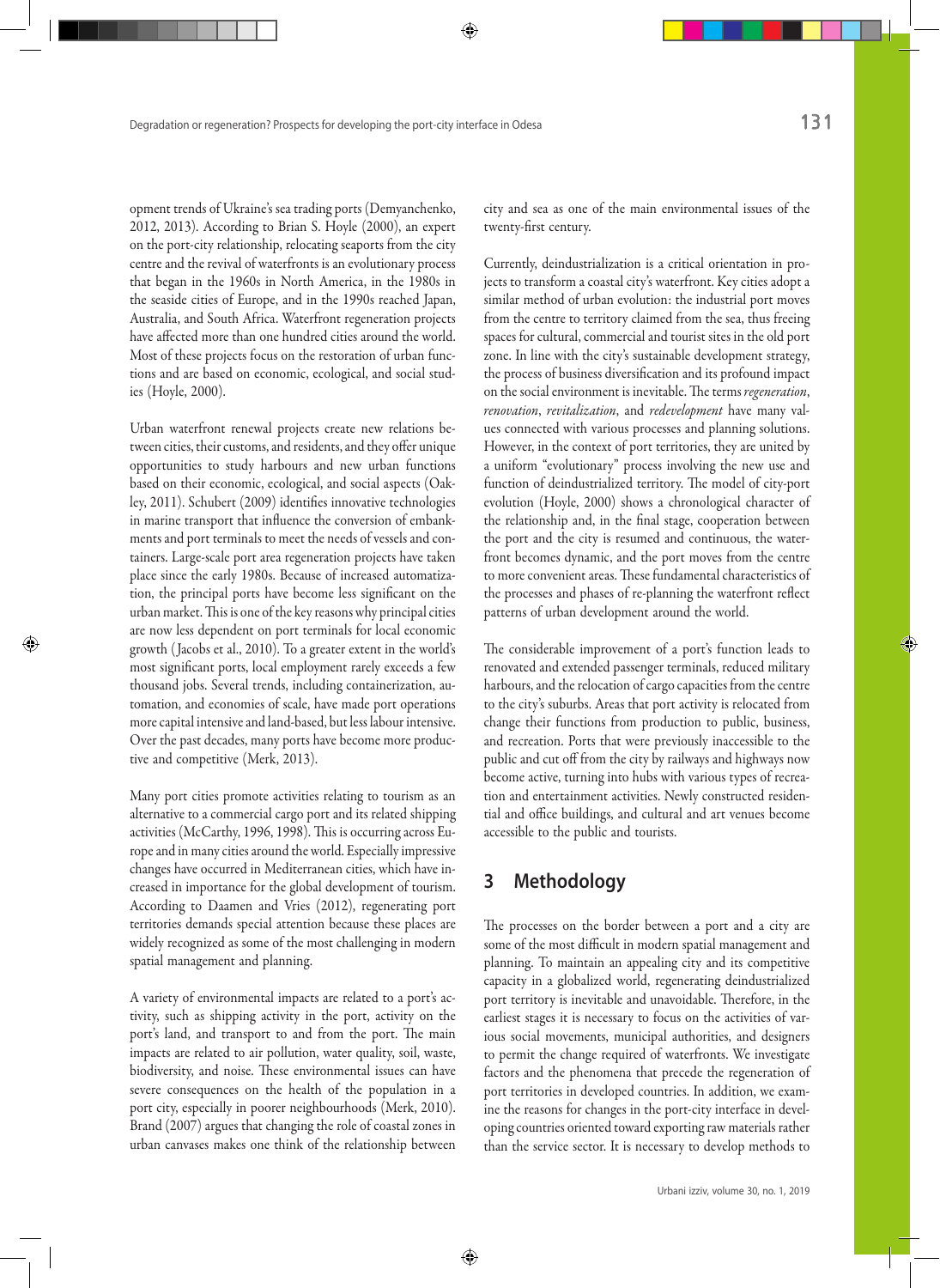opment trends of Ukraine's sea trading ports (Demyanchenko, 2012, 2013). According to Brian S. Hoyle (2000), an expert on the port-city relationship, relocating seaports from the city centre and the revival of waterfronts is an evolutionary process that began in the 1960s in North America, in the 1980s in the seaside cities of Europe, and in the 1990s reached Japan, Australia, and South Africa. Waterfront regeneration projects have affected more than one hundred cities around the world. Most of these projects focus on the restoration of urban functions and are based on economic, ecological, and social studies (Hoyle, 2000).

Urban waterfront renewal projects create new relations between cities, their customs, and residents, and they offer unique opportunities to study harbours and new urban functions based on their economic, ecological, and social aspects (Oakley, 2011). Schubert (2009) identifies innovative technologies in marine transport that influence the conversion of embankments and port terminals to meet the needs of vessels and containers. Large-scale port area regeneration projects have taken place since the early 1980s. Because of increased automatization, the principal ports have become less significant on the urban market. This is one of the key reasons why principal cities are now less dependent on port terminals for local economic growth (Jacobs et al., 2010). To a greater extent in the world's most significant ports, local employment rarely exceeds a few thousand jobs. Several trends, including containerization, automation, and economies of scale, have made port operations more capital intensive and land-based, but less labour intensive. Over the past decades, many ports have become more productive and competitive (Merk, 2013).

Many port cities promote activities relating to tourism as an alternative to a commercial cargo port and its related shipping activities (McCarthy, 1996, 1998). This is occurring across Europe and in many cities around the world. Especially impressive changes have occurred in Mediterranean cities, which have increased in importance for the global development of tourism. According to Daamen and Vries (2012), regenerating port territories demands special attention because these places are widely recognized as some of the most challenging in modern spatial management and planning.

A variety of environmental impacts are related to a port's activity, such as shipping activity in the port, activity on the port's land, and transport to and from the port. The main impacts are related to air pollution, water quality, soil, waste, biodiversity, and noise. These environmental issues can have severe consequences on the health of the population in a port city, especially in poorer neighbourhoods (Merk, 2010). Brand (2007) argues that changing the role of coastal zones in urban canvases makes one think of the relationship between city and sea as one of the main environmental issues of the twenty-first century.

Currently, deindustrialization is a critical orientation in projects to transform a coastal city's waterfront. Key cities adopt a similar method of urban evolution: the industrial port moves from the centre to territory claimed from the sea, thus freeing spaces for cultural, commercial and tourist sites in the old port zone. In line with the city's sustainable development strategy, the process of business diversification and its profound impact on the social environment is inevitable. The terms *regeneration*, *renovation*, *revitalization*, and *redevelopment* have many values connected with various processes and planning solutions. However, in the context of port territories, they are united by a uniform "evolutionary" process involving the new use and function of deindustrialized territory. The model of city-port evolution (Hoyle, 2000) shows a chronological character of the relationship and, in the final stage, cooperation between the port and the city is resumed and continuous, the waterfront becomes dynamic, and the port moves from the centre to more convenient areas. These fundamental characteristics of the processes and phases of re-planning the waterfront reflect patterns of urban development around the world.

The considerable improvement of a port's function leads to renovated and extended passenger terminals, reduced military harbours, and the relocation of cargo capacities from the centre to the city's suburbs. Areas that port activity is relocated from change their functions from production to public, business, and recreation. Ports that were previously inaccessible to the public and cut off from the city by railways and highways now become active, turning into hubs with various types of recreation and entertainment activities. Newly constructed residential and office buildings, and cultural and art venues become accessible to the public and tourists.

## 3 Methodology

The processes on the border between a port and a city are some of the most difficult in modern spatial management and planning. To maintain an appealing city and its competitive capacity in a globalized world, regenerating deindustrialized port territory is inevitable and unavoidable. Therefore, in the earliest stages it is necessary to focus on the activities of various social movements, municipal authorities, and designers to permit the change required of waterfronts. We investigate factors and the phenomena that precede the regeneration of port territories in developed countries. In addition, we examine the reasons for changes in the port-city interface in developing countries oriented toward exporting raw materials rather than the service sector. It is necessary to develop methods to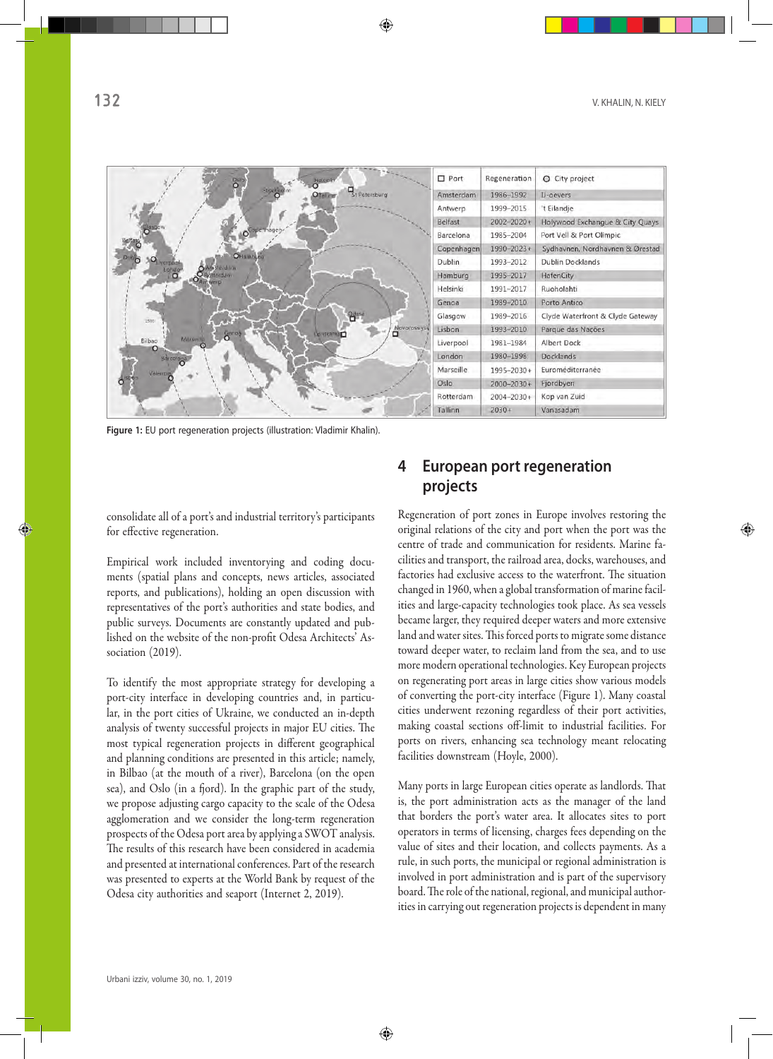| Port | Regeneration | City project |
|---|---|---|
| Amsterdam | 1986–1992 | IJ-oevers |
| Antwerp | 1999–2015 | 't Eilandje |
| Belfast | 2002–2020+ | Holywood Exchangue & City Quays |
| Barcelona | 1985–2004 | Port Vell & Port Olimpic |
| Copenhagen | 1990–2023+ | Sydhavnen, Nordhavnen & Ørestad |
| Dublin | 1993–2012 | Dublin Docklands |
| Hamburg | 1995–2017 | HafenCity |
| Helsinki | 1991–2017 | Ruoholahti |
| Genoa | 1989–2010 | Porto Antico |
| Glasgow | 1989–2016 | Clyde Waterfront & Clyde Gateway |
| Lisbon | 1993–2010 | Parque das Nações |
| Liverpool | 1981–1984 | Albert Dock |
| London | 1980–1998 | Docklands |
| Marseille | 1995–2030+ | Euroméditerranée |
| Oslo | 2000–2030+ | Fjordbyen |
| Rotterdam | 2004–2030+ | Kop van Zuid |
| Tallinn | 2030+ | Vanasadam |

**Figure 1:** EU port regeneration projects (illustration: Vladimir Khalin).

consolidate all of a port's and industrial territory's participants for effective regeneration.

Empirical work included inventorying and coding documents (spatial plans and concepts, news articles, associated reports, and publications), holding an open discussion with representatives of the port's authorities and state bodies, and public surveys. Documents are constantly updated and published on the website of the non-profit Odesa Architects' Association (2019).

To identify the most appropriate strategy for developing a port-city interface in developing countries and, in particular, in the port cities of Ukraine, we conducted an in-depth analysis of twenty successful projects in major EU cities. The most typical regeneration projects in different geographical and planning conditions are presented in this article; namely, in Bilbao (at the mouth of a river), Barcelona (on the open sea), and Oslo (in a fjord). In the graphic part of the study, we propose adjusting cargo capacity to the scale of the Odesa agglomeration and we consider the long-term regeneration prospects of the Odesa port area by applying a SWOT analysis. The results of this research have been considered in academia and presented at international conferences. Part of the research was presented to experts at the World Bank by request of the Odesa city authorities and seaport (Internet 2, 2019).

## 4 European port regeneration projects

Regeneration of port zones in Europe involves restoring the original relations of the city and port when the port was the centre of trade and communication for residents. Marine facilities and transport, the railroad area, docks, warehouses, and factories had exclusive access to the waterfront. The situation changed in 1960, when a global transformation of marine facilities and large-capacity technologies took place. As sea vessels became larger, they required deeper waters and more extensive land and water sites. This forced ports to migrate some distance toward deeper water, to reclaim land from the sea, and to use more modern operational technologies. Key European projects on regenerating port areas in large cities show various models of converting the port-city interface (Figure 1). Many coastal cities underwent rezoning regardless of their port activities, making coastal sections off-limit to industrial facilities. For ports on rivers, enhancing sea technology meant relocating facilities downstream (Hoyle, 2000).

Many ports in large European cities operate as landlords. That is, the port administration acts as the manager of the land that borders the port's water area. It allocates sites to port operators in terms of licensing, charges fees depending on the value of sites and their location, and collects payments. As a rule, in such ports, the municipal or regional administration is involved in port administration and is part of the supervisory board. The role of the national, regional, and municipal authorities in carrying out regeneration projects is dependent in many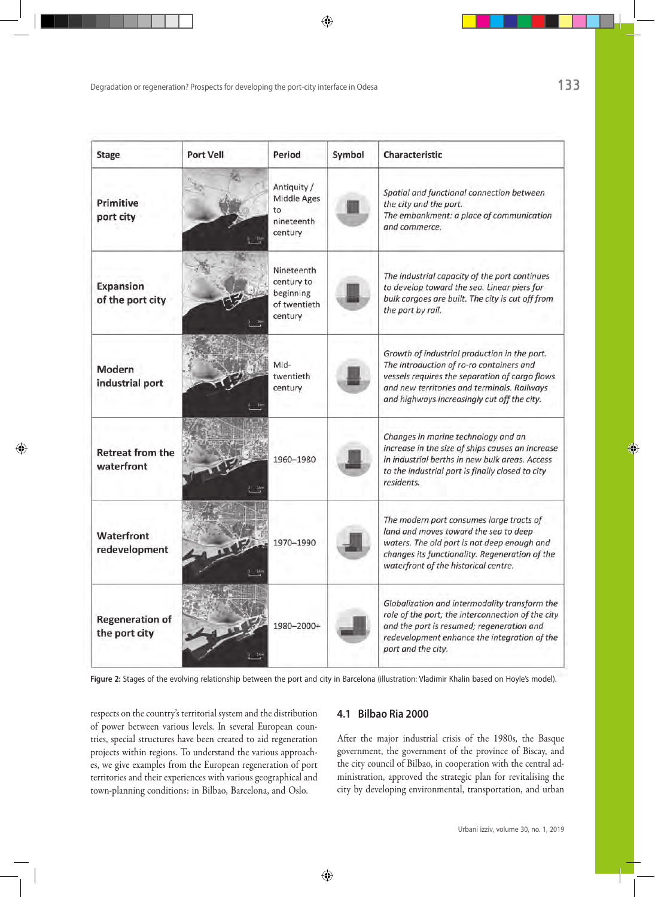| Stage | Port Vell | Period | Symbol | Characteristic |
|---|---|---|---|---|
| **Primitive port city** | | Antiquity / Middle Ages to nineteenth century | | *Spatial and functional connection between the city and the port. The embankment: a place of communication and commerce.* |
| **Expansion of the port city** | | Nineteenth century to beginning of twentieth century | | *The industrial capacity of the port continues to develop toward the sea. Linear piers for bulk cargoes are built. The city is cut off from the port by rail.* |
| **Modern industrial port** | | Mid-twentieth century | | *Growth of industrial production in the port. The introduction of ro-ro containers and vessels requires the separation of cargo flows and new territories and terminals. Railways and highways increasingly cut off the city.* |
| **Retreat from the waterfront** | | 1960–1980 | | *Changes in marine technology and an increase in the size of ships causes an increase in industrial berths in new bulk areas. Access to the industrial port is finally closed to city residents.* |
| **Waterfront redevelopment** | | 1970–1990 | | *The modern port consumes large tracts of land and moves toward the sea to deep waters. The old port is not deep enough and changes its functionality. Regeneration of the waterfront of the historical centre.* |
| **Regeneration of the port city** | | 1980–2000+ | | *Globalization and intermodality transform the role of the port; the interconnection of the city and the port is resumed; regeneration and redevelopment enhance the integration of the port and the city.* |

Figure 2: Stages of the evolving relationship between the port and city in Barcelona (illustration: Vladimir Khalin based on Hoyle's model).

respects on the country's territorial system and the distribution of power between various levels. In several European countries, special structures have been created to aid regeneration projects within regions. To understand the various approaches, we give examples from the European regeneration of port territories and their experiences with various geographical and town-planning conditions: in Bilbao, Barcelona, and Oslo.

## 4.1 Bilbao Ria 2000

After the major industrial crisis of the 1980s, the Basque government, the government of the province of Biscay, and the city council of Bilbao, in cooperation with the central administration, approved the strategic plan for revitalising the city by developing environmental, transportation, and urban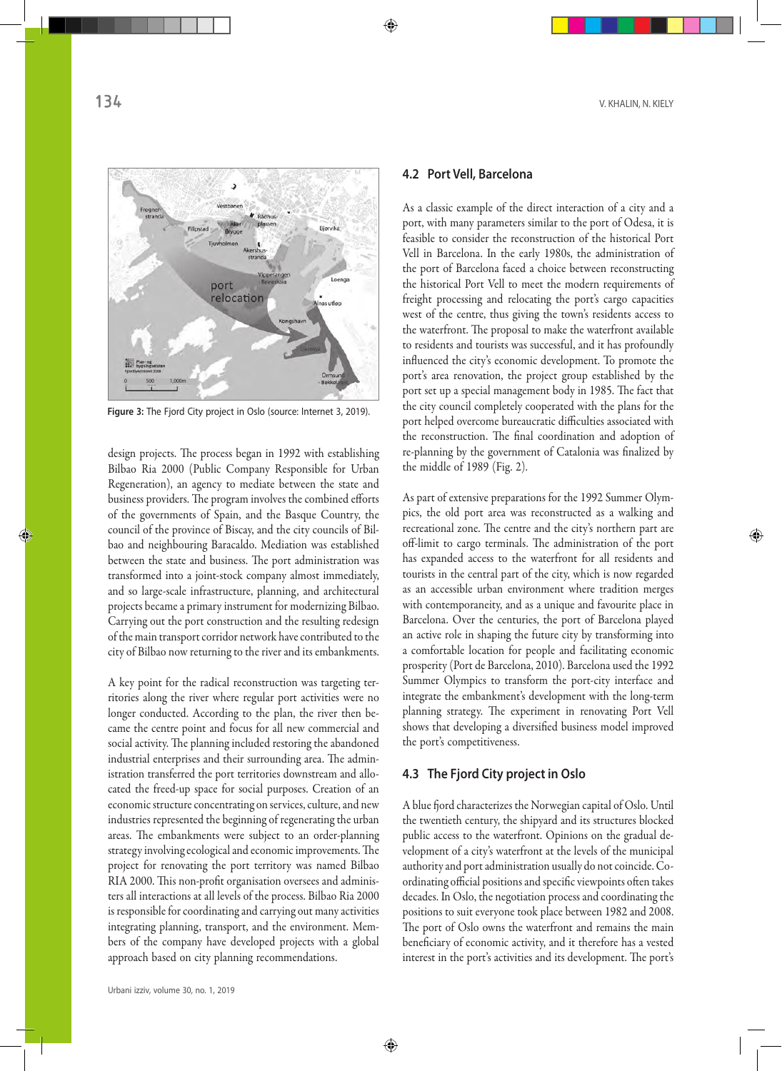Figure 3: The Fjord City project in Oslo (source: Internet 3, 2019).

design projects. The process began in 1992 with establishing Bilbao Ria 2000 (Public Company Responsible for Urban Regeneration), an agency to mediate between the state and business providers. The program involves the combined efforts of the governments of Spain, and the Basque Country, the council of the province of Biscay, and the city councils of Bilbao and neighbouring Baracaldo. Mediation was established between the state and business. The port administration was transformed into a joint-stock company almost immediately, and so large-scale infrastructure, planning, and architectural projects became a primary instrument for modernizing Bilbao. Carrying out the port construction and the resulting redesign of the main transport corridor network have contributed to the city of Bilbao now returning to the river and its embankments.

A key point for the radical reconstruction was targeting territories along the river where regular port activities were no longer conducted. According to the plan, the river then became the centre point and focus for all new commercial and social activity. The planning included restoring the abandoned industrial enterprises and their surrounding area. The administration transferred the port territories downstream and allocated the freed-up space for social purposes. Creation of an economic structure concentrating on services, culture, and new industries represented the beginning of regenerating the urban areas. The embankments were subject to an order-planning strategy involving ecological and economic improvements. The project for renovating the port territory was named Bilbao RIA 2000. This non-profit organisation oversees and administers all interactions at all levels of the process. Bilbao Ria 2000 is responsible for coordinating and carrying out many activities integrating planning, transport, and the environment. Members of the company have developed projects with a global approach based on city planning recommendations.

### 4.2 Port Vell, Barcelona

As a classic example of the direct interaction of a city and a port, with many parameters similar to the port of Odesa, it is feasible to consider the reconstruction of the historical Port Vell in Barcelona. In the early 1980s, the administration of the port of Barcelona faced a choice between reconstructing the historical Port Vell to meet the modern requirements of freight processing and relocating the port's cargo capacities west of the centre, thus giving the town's residents access to the waterfront. The proposal to make the waterfront available to residents and tourists was successful, and it has profoundly influenced the city's economic development. To promote the port's area renovation, the project group established by the port set up a special management body in 1985. The fact that the city council completely cooperated with the plans for the port helped overcome bureaucratic difficulties associated with the reconstruction. The final coordination and adoption of re-planning by the government of Catalonia was finalized by the middle of 1989 (Fig. 2).

As part of extensive preparations for the 1992 Summer Olympics, the old port area was reconstructed as a walking and recreational zone. The centre and the city's northern part are off-limit to cargo terminals. The administration of the port has expanded access to the waterfront for all residents and tourists in the central part of the city, which is now regarded as an accessible urban environment where tradition merges with contemporaneity, and as a unique and favourite place in Barcelona. Over the centuries, the port of Barcelona played an active role in shaping the future city by transforming into a comfortable location for people and facilitating economic prosperity (Port de Barcelona, 2010). Barcelona used the 1992 Summer Olympics to transform the port-city interface and integrate the embankment's development with the long-term planning strategy. The experiment in renovating Port Vell shows that developing a diversified business model improved the port's competitiveness.

### 4.3 The Fjord City project in Oslo

A blue fjord characterizes the Norwegian capital of Oslo. Until the twentieth century, the shipyard and its structures blocked public access to the waterfront. Opinions on the gradual development of a city's waterfront at the levels of the municipal authority and port administration usually do not coincide. Coordinating official positions and specific viewpoints often takes decades. In Oslo, the negotiation process and coordinating the positions to suit everyone took place between 1982 and 2008. The port of Oslo owns the waterfront and remains the main beneficiary of economic activity, and it therefore has a vested interest in the port's activities and its development. The port's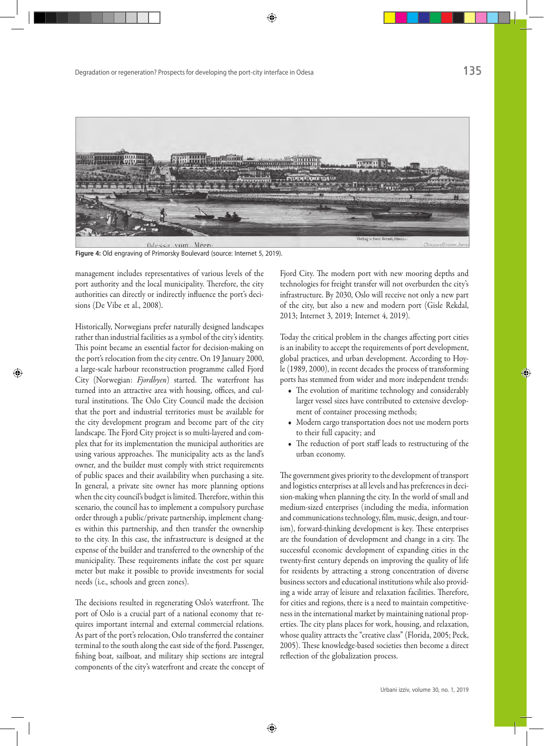Figure 4: Old engraving of Primorsky Boulevard (source: Internet 5, 2019).

management includes representatives of various levels of the port authority and the local municipality. Therefore, the city authorities can directly or indirectly influence the port's decisions (De Vibe et al., 2008).

Historically, Norwegians prefer naturally designed landscapes rather than industrial facilities as a symbol of the city's identity. This point became an essential factor for decision-making on the port's relocation from the city centre. On 19 January 2000, a large-scale harbour reconstruction programme called Fjord City (Norwegian: *Fjordbyen*) started. The waterfront has turned into an attractive area with housing, offices, and cultural institutions. The Oslo City Council made the decision that the port and industrial territories must be available for the city development program and become part of the city landscape. The Fjord City project is so multi-layered and complex that for its implementation the municipal authorities are using various approaches. The municipality acts as the land's owner, and the builder must comply with strict requirements of public spaces and their availability when purchasing a site. In general, a private site owner has more planning options when the city council's budget is limited. Therefore, within this scenario, the council has to implement a compulsory purchase order through a public/private partnership, implement changes within this partnership, and then transfer the ownership to the city. In this case, the infrastructure is designed at the expense of the builder and transferred to the ownership of the municipality. These requirements inflate the cost per square meter but make it possible to provide investments for social needs (i.e., schools and green zones).

The decisions resulted in regenerating Oslo's waterfront. The port of Oslo is a crucial part of a national economy that requires important internal and external commercial relations. As part of the port's relocation, Oslo transferred the container terminal to the south along the east side of the fjord. Passenger, fishing boat, sailboat, and military ship sections are integral components of the city's waterfront and create the concept of Fjord City. The modern port with new mooring depths and technologies for freight transfer will not overburden the city's infrastructure. By 2030, Oslo will receive not only a new part of the city, but also a new and modern port (Gisle Rekdal, 2013; Internet 3, 2019; Internet 4, 2019).

Today the critical problem in the changes affecting port cities is an inability to accept the requirements of port development, global practices, and urban development. According to Hoyle (1989, 2000), in recent decades the process of transforming ports has stemmed from wider and more independent trends:

- The evolution of maritime technology and considerably larger vessel sizes have contributed to extensive development of container processing methods;
- Modern cargo transportation does not use modern ports to their full capacity; and
- The reduction of port staff leads to restructuring of the urban economy.

The government gives priority to the development of transport and logistics enterprises at all levels and has preferences in decision-making when planning the city. In the world of small and medium-sized enterprises (including the media, information and communications technology, film, music, design, and tourism), forward-thinking development is key. These enterprises are the foundation of development and change in a city. The successful economic development of expanding cities in the twenty-first century depends on improving the quality of life for residents by attracting a strong concentration of diverse business sectors and educational institutions while also providing a wide array of leisure and relaxation facilities. Therefore, for cities and regions, there is a need to maintain competitiveness in the international market by maintaining national properties. The city plans places for work, housing, and relaxation, whose quality attracts the "creative class" (Florida, 2005; Peck, 2005). These knowledge-based societies then become a direct reflection of the globalization process.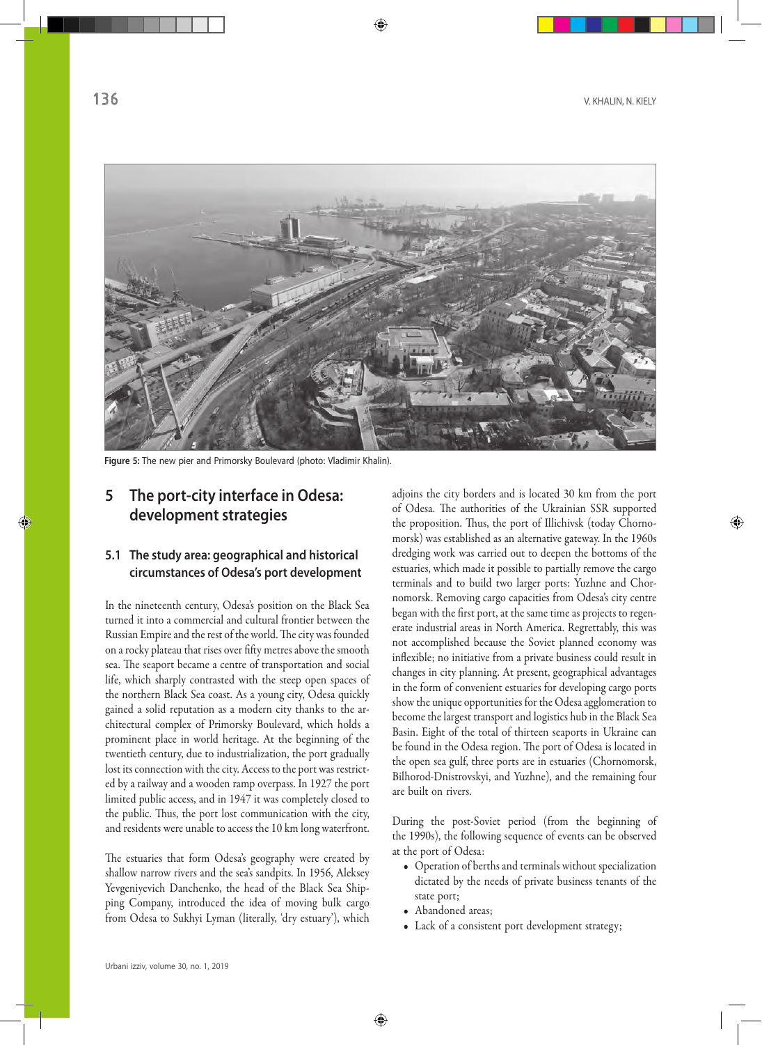Figure 5: The new pier and Primorsky Boulevard (photo: Vladimir Khalin).

## 5 The port-city interface in Odesa: development strategies

### 5.1 The study area: geographical and historical circumstances of Odesa's port development

In the nineteenth century, Odesa's position on the Black Sea turned it into a commercial and cultural frontier between the Russian Empire and the rest of the world. The city was founded on a rocky plateau that rises over fifty metres above the smooth sea. The seaport became a centre of transportation and social life, which sharply contrasted with the steep open spaces of the northern Black Sea coast. As a young city, Odesa quickly gained a solid reputation as a modern city thanks to the architectural complex of Primorsky Boulevard, which holds a prominent place in world heritage. At the beginning of the twentieth century, due to industrialization, the port gradually lost its connection with the city. Access to the port was restricted by a railway and a wooden ramp overpass. In 1927 the port limited public access, and in 1947 it was completely closed to the public. Thus, the port lost communication with the city, and residents were unable to access the 10 km long waterfront.

The estuaries that form Odesa's geography were created by shallow narrow rivers and the sea's sandpits. In 1956, Aleksey Yevgeniyevich Danchenko, the head of the Black Sea Shipping Company, introduced the idea of moving bulk cargo from Odesa to Sukhyi Lyman (literally, 'dry estuary'), which adjoins the city borders and is located 30 km from the port of Odesa. The authorities of the Ukrainian SSR supported the proposition. Thus, the port of Illichivsk (today Chornomorsk) was established as an alternative gateway. In the 1960s dredging work was carried out to deepen the bottoms of the estuaries, which made it possible to partially remove the cargo terminals and to build two larger ports: Yuzhne and Chornomorsk. Removing cargo capacities from Odesa's city centre began with the first port, at the same time as projects to regenerate industrial areas in North America. Regrettably, this was not accomplished because the Soviet planned economy was inflexible; no initiative from a private business could result in changes in city planning. At present, geographical advantages in the form of convenient estuaries for developing cargo ports show the unique opportunities for the Odesa agglomeration to become the largest transport and logistics hub in the Black Sea Basin. Eight of the total of thirteen seaports in Ukraine can be found in the Odesa region. The port of Odesa is located in the open sea gulf, three ports are in estuaries (Chornomorsk, Bilhorod-Dnistrovskyi, and Yuzhne), and the remaining four are built on rivers.

During the post-Soviet period (from the beginning of the 1990s), the following sequence of events can be observed at the port of Odesa:

- Operation of berths and terminals without specialization dictated by the needs of private business tenants of the state port;
- Abandoned areas;
- Lack of a consistent port development strategy;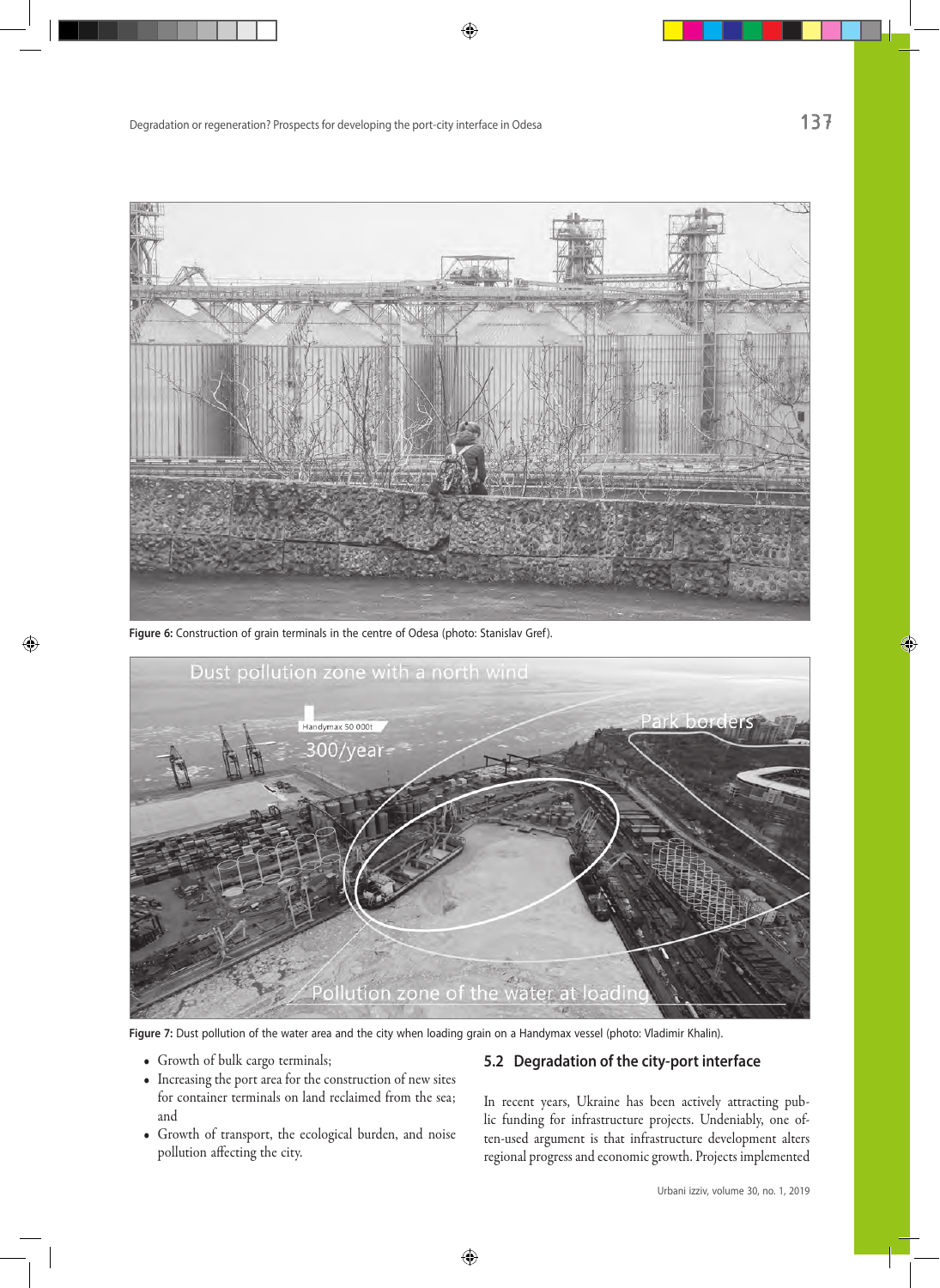Figure 6: Construction of grain terminals in the centre of Odesa (photo: Stanislav Gref).

Figure 7: Dust pollution of the water area and the city when loading grain on a Handymax vessel (photo: Vladimir Khalin).

- Growth of bulk cargo terminals;
- Increasing the port area for the construction of new sites for container terminals on land reclaimed from the sea; and
- Growth of transport, the ecological burden, and noise pollution affecting the city.

## 5.2 Degradation of the city-port interface

In recent years, Ukraine has been actively attracting public funding for infrastructure projects. Undeniably, one often-used argument is that infrastructure development alters regional progress and economic growth. Projects implemented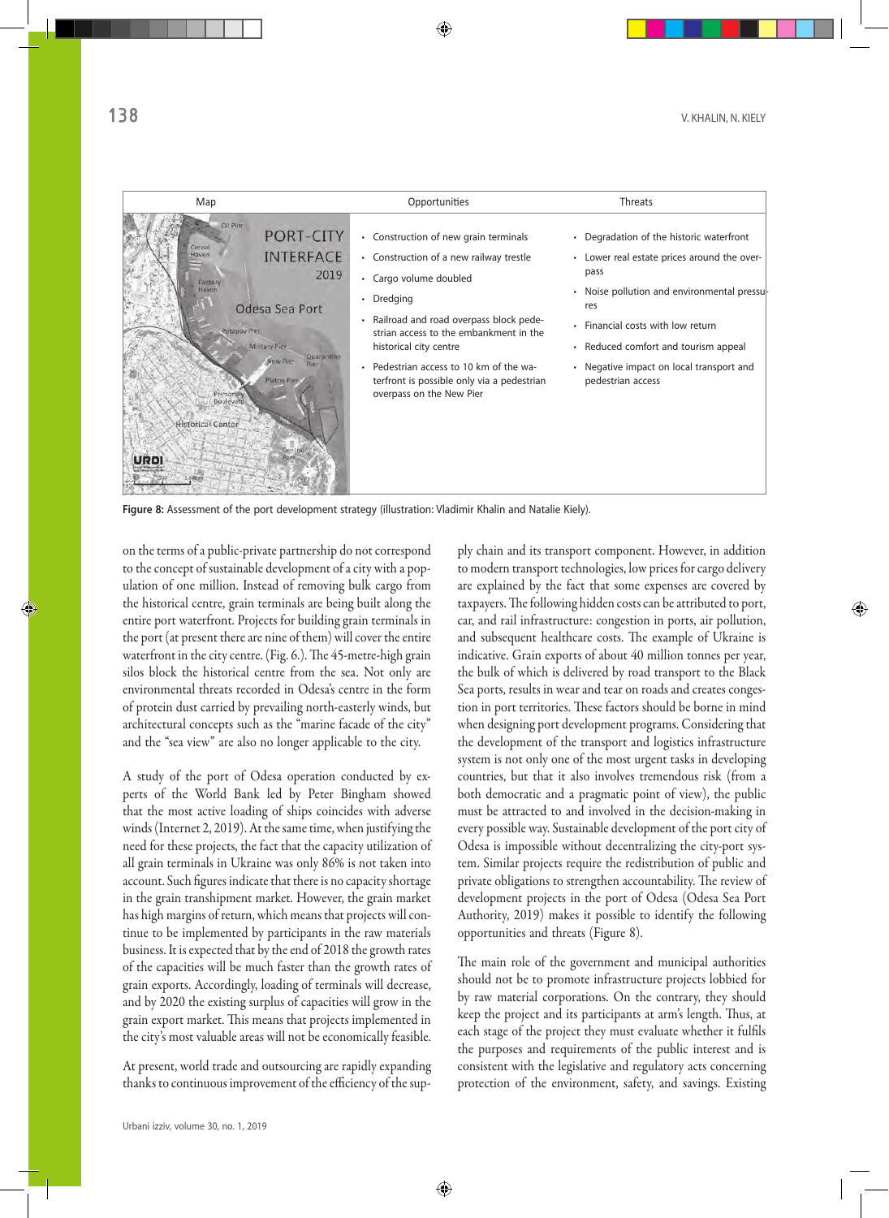| Map | Opportunities | Threats |
|---|---|---|
| | • Construction of new grain terminals<br>• Construction of a new railway trestle<br>• Cargo volume doubled<br>• Dredging<br>• Railroad and road overpass block pedestrian access to the embankment in the historical city centre<br>• Pedestrian access to 10 km of the waterfront is possible only via a pedestrian overpass on the New Pier | • Degradation of the historic waterfront<br>• Lower real estate prices around the overpass<br>• Noise pollution and environmental pressures<br>• Financial costs with low return<br>• Reduced comfort and tourism appeal<br>• Negative impact on local transport and pedestrian access |

**Figure 8:** Assessment of the port development strategy (illustration: Vladimir Khalin and Natalie Kiely).

on the terms of a public-private partnership do not correspond to the concept of sustainable development of a city with a population of one million. Instead of removing bulk cargo from the historical centre, grain terminals are being built along the entire port waterfront. Projects for building grain terminals in the port (at present there are nine of them) will cover the entire waterfront in the city centre. (Fig. 6.). The 45-metre-high grain silos block the historical centre from the sea. Not only are environmental threats recorded in Odesa's centre in the form of protein dust carried by prevailing north-easterly winds, but architectural concepts such as the "marine facade of the city" and the "sea view" are also no longer applicable to the city.

A study of the port of Odesa operation conducted by experts of the World Bank led by Peter Bingham showed that the most active loading of ships coincides with adverse winds (Internet 2, 2019). At the same time, when justifying the need for these projects, the fact that the capacity utilization of all grain terminals in Ukraine was only 86% is not taken into account. Such figures indicate that there is no capacity shortage in the grain transhipment market. However, the grain market has high margins of return, which means that projects will continue to be implemented by participants in the raw materials business. It is expected that by the end of 2018 the growth rates of the capacities will be much faster than the growth rates of grain exports. Accordingly, loading of terminals will decrease, and by 2020 the existing surplus of capacities will grow in the grain export market. This means that projects implemented in the city's most valuable areas will not be economically feasible.

At present, world trade and outsourcing are rapidly expanding thanks to continuous improvement of the efficiency of the supply chain and its transport component. However, in addition to modern transport technologies, low prices for cargo delivery are explained by the fact that some expenses are covered by taxpayers. The following hidden costs can be attributed to port, car, and rail infrastructure: congestion in ports, air pollution, and subsequent healthcare costs. The example of Ukraine is indicative. Grain exports of about 40 million tonnes per year, the bulk of which is delivered by road transport to the Black Sea ports, results in wear and tear on roads and creates congestion in port territories. These factors should be borne in mind when designing port development programs. Considering that the development of the transport and logistics infrastructure system is not only one of the most urgent tasks in developing countries, but that it also involves tremendous risk (from a both democratic and a pragmatic point of view), the public must be attracted to and involved in the decision-making in every possible way. Sustainable development of the port city of Odesa is impossible without decentralizing the city-port system. Similar projects require the redistribution of public and private obligations to strengthen accountability. The review of development projects in the port of Odesa (Odesa Sea Port Authority, 2019) makes it possible to identify the following opportunities and threats (Figure 8).

The main role of the government and municipal authorities should not be to promote infrastructure projects lobbied for by raw material corporations. On the contrary, they should keep the project and its participants at arm's length. Thus, at each stage of the project they must evaluate whether it fulfils the purposes and requirements of the public interest and is consistent with the legislative and regulatory acts concerning protection of the environment, safety, and savings. Existing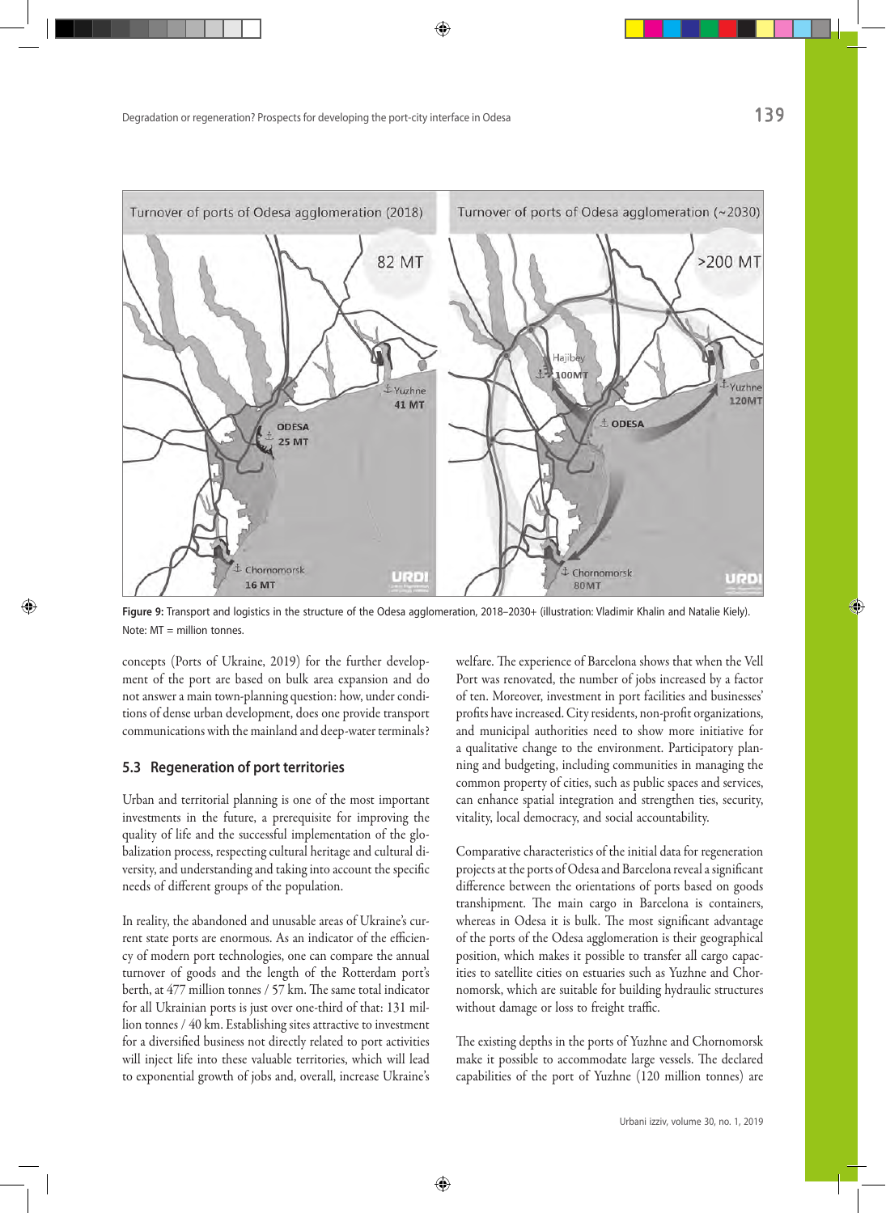Figure 9: Transport and logistics in the structure of the Odesa agglomeration, 2018–2030+ (illustration: Vladimir Khalin and Natalie Kiely). Note: MT = million tonnes.

concepts (Ports of Ukraine, 2019) for the further development of the port are based on bulk area expansion and do not answer a main town-planning question: how, under conditions of dense urban development, does one provide transport communications with the mainland and deep-water terminals?

### 5.3 Regeneration of port territories

Urban and territorial planning is one of the most important investments in the future, a prerequisite for improving the quality of life and the successful implementation of the globalization process, respecting cultural heritage and cultural diversity, and understanding and taking into account the specific needs of different groups of the population.

In reality, the abandoned and unusable areas of Ukraine's current state ports are enormous. As an indicator of the efficiency of modern port technologies, one can compare the annual turnover of goods and the length of the Rotterdam port's berth, at 477 million tonnes / 57 km. The same total indicator for all Ukrainian ports is just over one-third of that: 131 million tonnes / 40 km. Establishing sites attractive to investment for a diversified business not directly related to port activities will inject life into these valuable territories, which will lead to exponential growth of jobs and, overall, increase Ukraine's welfare. The experience of Barcelona shows that when the Vell Port was renovated, the number of jobs increased by a factor of ten. Moreover, investment in port facilities and businesses' profits have increased. City residents, non-profit organizations, and municipal authorities need to show more initiative for a qualitative change to the environment. Participatory planning and budgeting, including communities in managing the common property of cities, such as public spaces and services, can enhance spatial integration and strengthen ties, security, vitality, local democracy, and social accountability.

Comparative characteristics of the initial data for regeneration projects at the ports of Odesa and Barcelona reveal a significant difference between the orientations of ports based on goods transhipment. The main cargo in Barcelona is containers, whereas in Odesa it is bulk. The most significant advantage of the ports of the Odesa agglomeration is their geographical position, which makes it possible to transfer all cargo capacities to satellite cities on estuaries such as Yuzhne and Chornomorsk, which are suitable for building hydraulic structures without damage or loss to freight traffic.

The existing depths in the ports of Yuzhne and Chornomorsk make it possible to accommodate large vessels. The declared capabilities of the port of Yuzhne (120 million tonnes) are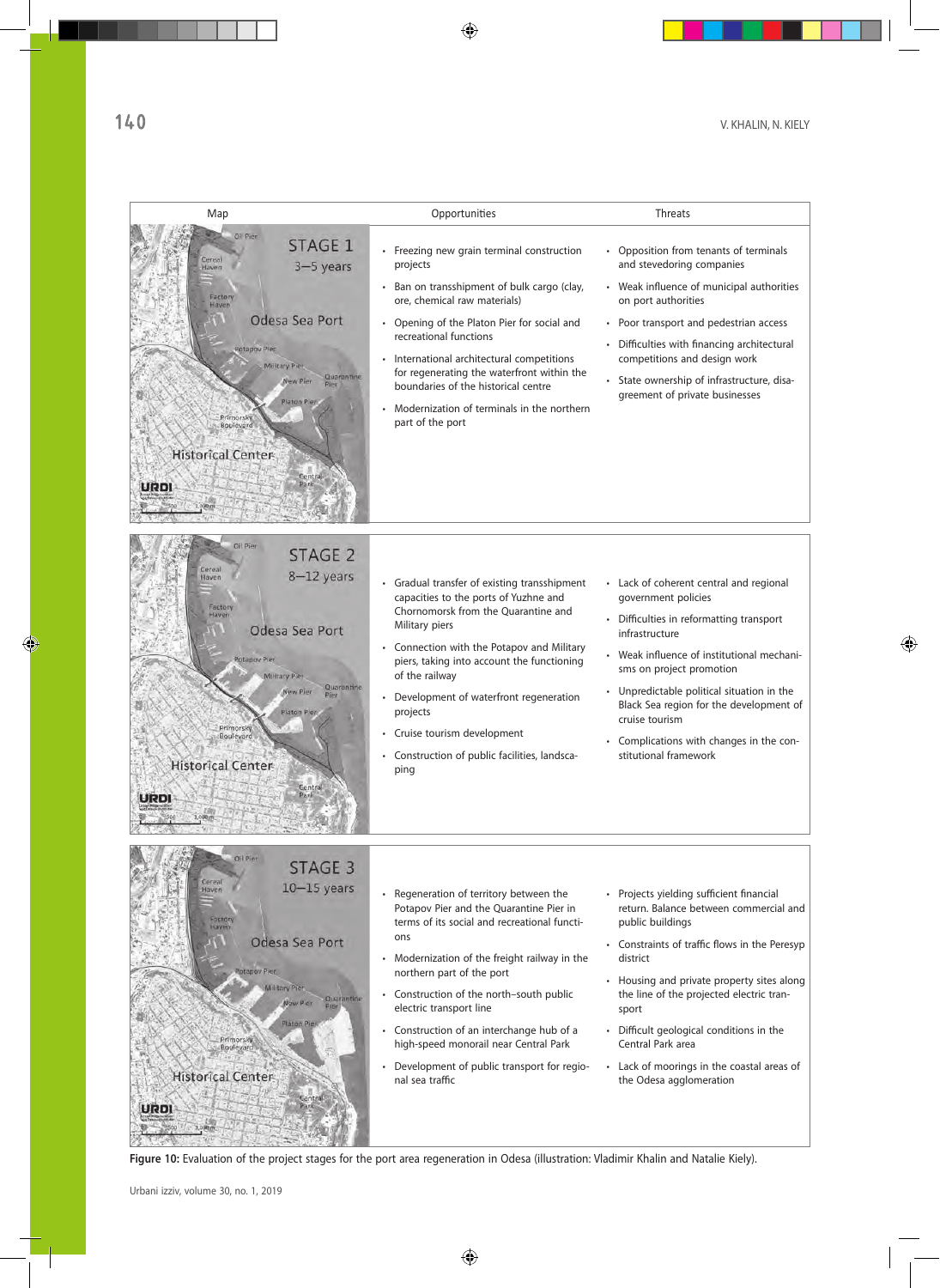| Map | Opportunities | Threats |
| --- | --- | --- |
| STAGE 1 3–5 years | • Freezing new grain terminal construction projects<br>• Ban on transshipment of bulk cargo (clay, ore, chemical raw materials)<br>• Opening of the Platon Pier for social and recreational functions<br>• International architectural competitions for regenerating the waterfront within the boundaries of the historical centre<br>• Modernization of terminals in the northern part of the port | • Opposition from tenants of terminals and stevedoring companies<br>• Weak influence of municipal authorities on port authorities<br>• Poor transport and pedestrian access<br>• Difficulties with financing architectural competitions and design work<br>• State ownership of infrastructure, disagreement of private businesses |
| STAGE 2 8–12 years | • Gradual transfer of existing transshipment capacities to the ports of Yuzhne and Chornomorsk from the Quarantine and Military piers<br>• Connection with the Potapov and Military piers, taking into account the functioning of the railway<br>• Development of waterfront regeneration projects<br>• Cruise tourism development<br>• Construction of public facilities, landscaping | • Lack of coherent central and regional government policies<br>• Difficulties in reformatting transport infrastructure<br>• Weak influence of institutional mechanisms on project promotion<br>• Unpredictable political situation in the Black Sea region for the development of cruise tourism<br>• Complications with changes in the constitutional framework |
| STAGE 3 10–15 years | • Regeneration of territory between the Potapov Pier and the Quarantine Pier in terms of its social and recreational functions<br>• Modernization of the freight railway in the northern part of the port<br>• Construction of the north–south public electric transport line<br>• Construction of an interchange hub of a high-speed monorail near Central Park<br>• Development of public transport for regional sea traffic | • Projects yielding sufficient financial return. Balance between commercial and public buildings<br>• Constraints of traffic flows in the Peresyp district<br>• Housing and private property sites along the line of the projected electric transport<br>• Difficult geological conditions in the Central Park area<br>• Lack of moorings in the coastal areas of the Odesa agglomeration |

**Figure 10:** Evaluation of the project stages for the port area regeneration in Odesa (illustration: Vladimir Khalin and Natalie Kiely).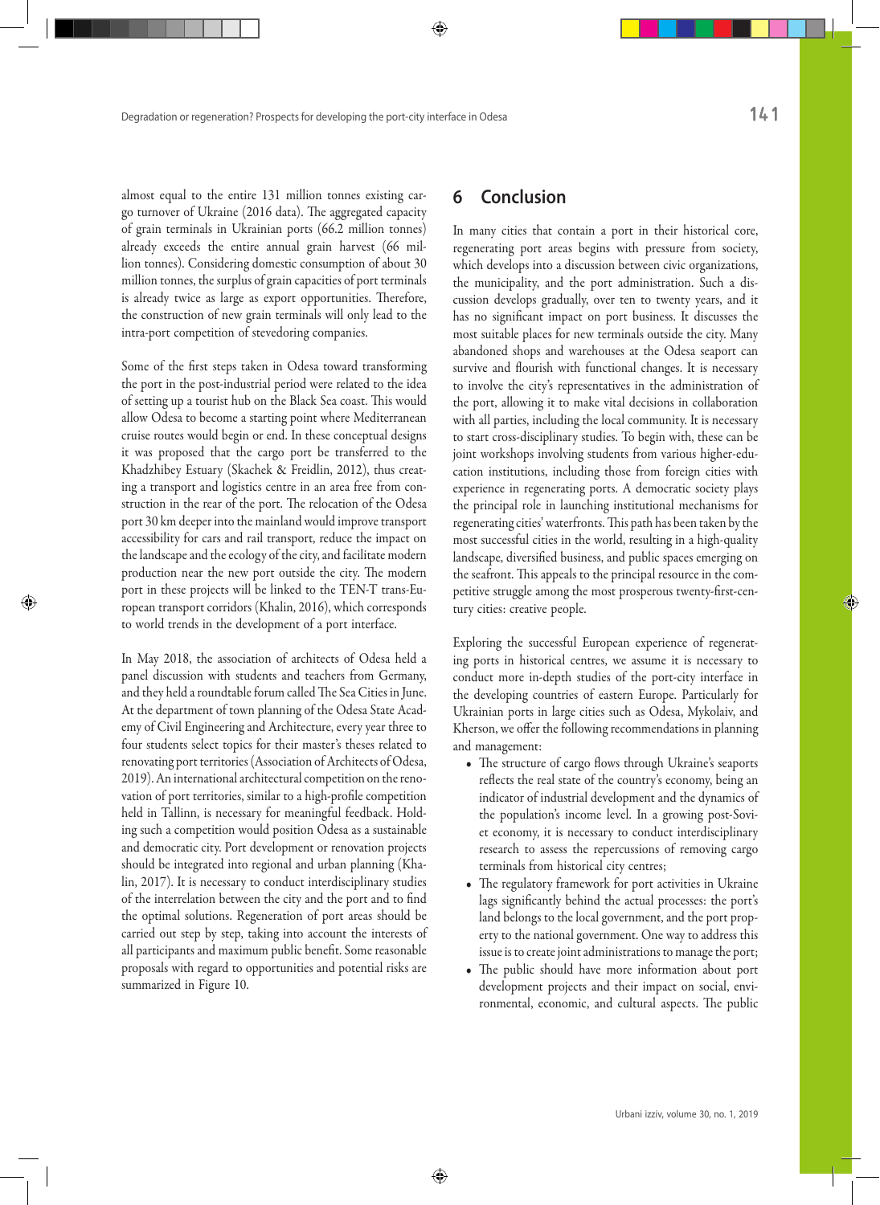almost equal to the entire 131 million tonnes existing cargo turnover of Ukraine (2016 data). The aggregated capacity of grain terminals in Ukrainian ports (66.2 million tonnes) already exceeds the entire annual grain harvest (66 million tonnes). Considering domestic consumption of about 30 million tonnes, the surplus of grain capacities of port terminals is already twice as large as export opportunities. Therefore, the construction of new grain terminals will only lead to the intra-port competition of stevedoring companies.

Some of the first steps taken in Odesa toward transforming the port in the post-industrial period were related to the idea of setting up a tourist hub on the Black Sea coast. This would allow Odesa to become a starting point where Mediterranean cruise routes would begin or end. In these conceptual designs it was proposed that the cargo port be transferred to the Khadzhibey Estuary (Skachek & Freidlin, 2012), thus creating a transport and logistics centre in an area free from construction in the rear of the port. The relocation of the Odesa port 30 km deeper into the mainland would improve transport accessibility for cars and rail transport, reduce the impact on the landscape and the ecology of the city, and facilitate modern production near the new port outside the city. The modern port in these projects will be linked to the TEN-T trans-European transport corridors (Khalin, 2016), which corresponds to world trends in the development of a port interface.

In May 2018, the association of architects of Odesa held a panel discussion with students and teachers from Germany, and they held a roundtable forum called The Sea Cities in June. At the department of town planning of the Odesa State Academy of Civil Engineering and Architecture, every year three to four students select topics for their master's theses related to renovating port territories (Association of Architects of Odesa, 2019). An international architectural competition on the renovation of port territories, similar to a high-profile competition held in Tallinn, is necessary for meaningful feedback. Holding such a competition would position Odesa as a sustainable and democratic city. Port development or renovation projects should be integrated into regional and urban planning (Khalin, 2017). It is necessary to conduct interdisciplinary studies of the interrelation between the city and the port and to find the optimal solutions. Regeneration of port areas should be carried out step by step, taking into account the interests of all participants and maximum public benefit. Some reasonable proposals with regard to opportunities and potential risks are summarized in Figure 10.

## 6 Conclusion

In many cities that contain a port in their historical core, regenerating port areas begins with pressure from society, which develops into a discussion between civic organizations, the municipality, and the port administration. Such a discussion develops gradually, over ten to twenty years, and it has no significant impact on port business. It discusses the most suitable places for new terminals outside the city. Many abandoned shops and warehouses at the Odesa seaport can survive and flourish with functional changes. It is necessary to involve the city's representatives in the administration of the port, allowing it to make vital decisions in collaboration with all parties, including the local community. It is necessary to start cross-disciplinary studies. To begin with, these can be joint workshops involving students from various higher-education institutions, including those from foreign cities with experience in regenerating ports. A democratic society plays the principal role in launching institutional mechanisms for regenerating cities' waterfronts. This path has been taken by the most successful cities in the world, resulting in a high-quality landscape, diversified business, and public spaces emerging on the seafront. This appeals to the principal resource in the competitive struggle among the most prosperous twenty-first-century cities: creative people.

Exploring the successful European experience of regenerating ports in historical centres, we assume it is necessary to conduct more in-depth studies of the port-city interface in the developing countries of eastern Europe. Particularly for Ukrainian ports in large cities such as Odesa, Mykolaiv, and Kherson, we offer the following recommendations in planning and management:

- The structure of cargo flows through Ukraine's seaports reflects the real state of the country's economy, being an indicator of industrial development and the dynamics of the population's income level. In a growing post-Soviet economy, it is necessary to conduct interdisciplinary research to assess the repercussions of removing cargo terminals from historical city centres;
- The regulatory framework for port activities in Ukraine lags significantly behind the actual processes: the port's land belongs to the local government, and the port property to the national government. One way to address this issue is to create joint administrations to manage the port;
- The public should have more information about port development projects and their impact on social, environmental, economic, and cultural aspects. The public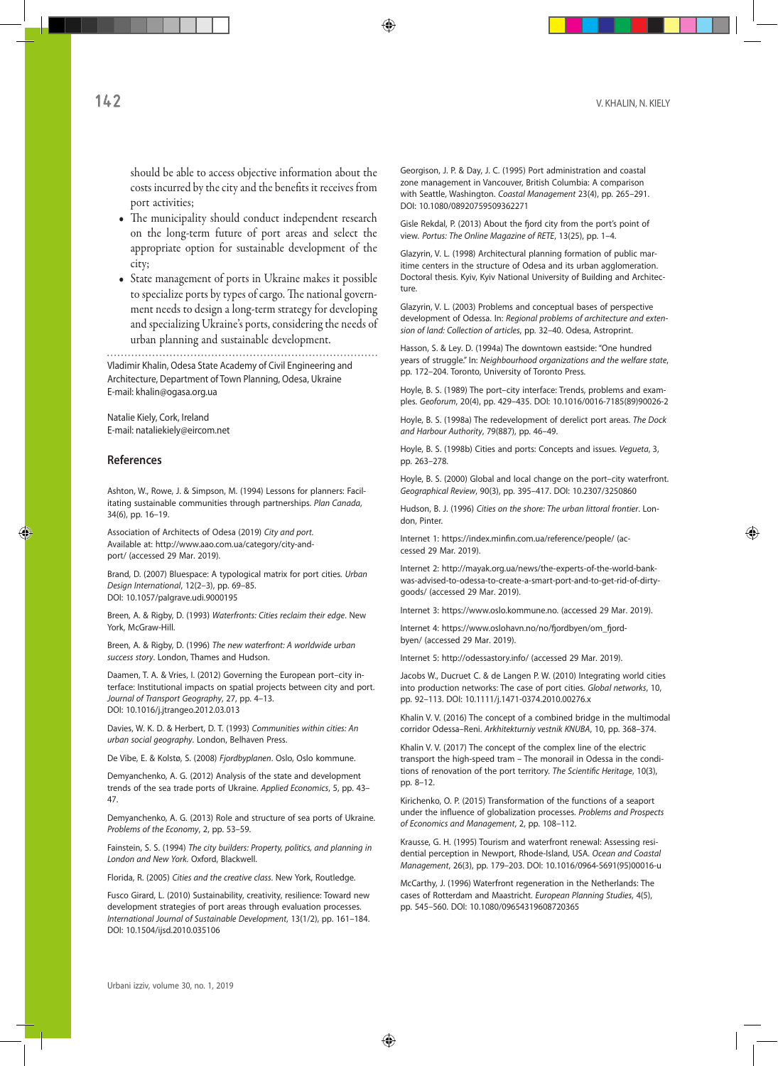should be able to access objective information about the costs incurred by the city and the benefits it receives from port activities;

- The municipality should conduct independent research on the long-term future of port areas and select the appropriate option for sustainable development of the city;
- State management of ports in Ukraine makes it possible to specialize ports by types of cargo. The national government needs to design a long-term strategy for developing and specializing Ukraine's ports, considering the needs of urban planning and sustainable development.

Vladimir Khalin, Odesa State Academy of Civil Engineering and Architecture, Department of Town Planning, Odesa, Ukraine
E-mail: khalin@ogasa.org.ua

Natalie Kiely, Cork, Ireland
E-mail: nataliekiely@eircom.net

## References

Ashton, W., Rowe, J. & Simpson, M. (1994) Lessons for planners: Facilitating sustainable communities through partnerships. *Plan Canada*, 34(6), pp. 16–19.

Association of Architects of Odesa (2019) *City and port.* Available at: http://www.aao.com.ua/category/city-and-port/ (accessed 29 Mar. 2019).

Brand, D. (2007) Bluespace: A typological matrix for port cities. *Urban Design International*, 12(2–3), pp. 69–85. DOI: 10.1057/palgrave.udi.9000195

Breen, A. & Rigby, D. (1993) *Waterfronts: Cities reclaim their edge*. New York, McGraw-Hill.

Breen, A. & Rigby, D. (1996) *The new waterfront: A worldwide urban success story*. London, Thames and Hudson.

Daamen, T. A. & Vries, I. (2012) Governing the European port–city interface: Institutional impacts on spatial projects between city and port. *Journal of Transport Geography*, 27, pp. 4–13. DOI: 10.1016/j.jtrangeo.2012.03.013

Davies, W. K. D. & Herbert, D. T. (1993) *Communities within cities: An urban social geography*. London, Belhaven Press.

De Vibe, E. & Kolstø, S. (2008) *Fjordbyplanen*. Oslo, Oslo kommune.

Demyanchenko, A. G. (2012) Analysis of the state and development trends of the sea trade ports of Ukraine. *Applied Economics*, 5, pp. 43–47.

Demyanchenko, A. G. (2013) Role and structure of sea ports of Ukraine. *Problems of the Economy*, 2, pp. 53–59.

Fainstein, S. S. (1994) *The city builders: Property, politics, and planning in London and New York*. Oxford, Blackwell.

Florida, R. (2005) *Cities and the creative class*. New York, Routledge.

Fusco Girard, L. (2010) Sustainability, creativity, resilience: Toward new development strategies of port areas through evaluation processes. *International Journal of Sustainable Development*, 13(1/2), pp. 161–184. DOI: 10.1504/ijsd.2010.035106

Georgison, J. P. & Day, J. C. (1995) Port administration and coastal zone management in Vancouver, British Columbia: A comparison with Seattle, Washington. *Coastal Management* 23(4), pp. 265–291. DOI: 10.1080/08920759509362271

Gisle Rekdal, P. (2013) About the fjord city from the port's point of view. *Portus: The Online Magazine of RETE*, 13(25), pp. 1–4.

Glazyrin, V. L. (1998) Architectural planning formation of public maritime centers in the structure of Odesa and its urban agglomeration. Doctoral thesis. Kyiv, Kyiv National University of Building and Architecture.

Glazyrin, V. L. (2003) Problems and conceptual bases of perspective development of Odessa. In: *Regional problems of architecture and extension of land: Collection of articles*, pp. 32–40. Odesa, Astroprint.

Hasson, S. & Ley. D. (1994a) The downtown eastside: "One hundred years of struggle." In: *Neighbourhood organizations and the welfare state*, pp. 172–204. Toronto, University of Toronto Press.

Hoyle, B. S. (1989) The port–city interface: Trends, problems and examples. *Geoforum*, 20(4), pp. 429–435. DOI: 10.1016/0016-7185(89)90026-2

Hoyle, B. S. (1998a) The redevelopment of derelict port areas. *The Dock and Harbour Authority*, 79(887), pp. 46–49.

Hoyle, B. S. (1998b) Cities and ports: Concepts and issues. *Vegueta*, 3, pp. 263–278.

Hoyle, B. S. (2000) Global and local change on the port–city waterfront. *Geographical Review*, 90(3), pp. 395–417. DOI: 10.2307/3250860

Hudson, B. J. (1996) *Cities on the shore: The urban littoral frontier*. London, Pinter.

Internet 1: https://index.minfin.com.ua/reference/people/ (accessed 29 Mar. 2019).

Internet 2: http://mayak.org.ua/news/the-experts-of-the-world-bank-was-advised-to-odessa-to-create-a-smart-port-and-to-get-rid-of-dirty-goods/ (accessed 29 Mar. 2019).

Internet 3: https://www.oslo.kommune.no. (accessed 29 Mar. 2019).

Internet 4: https://www.oslohavn.no/no/fjordbyen/om_fjordbyen/ (accessed 29 Mar. 2019).

Internet 5: http://odessastory.info/ (accessed 29 Mar. 2019).

Jacobs W., Ducruet C. & de Langen P. W. (2010) Integrating world cities into production networks: The case of port cities. *Global networks*, 10, pp. 92–113. DOI: 10.1111/j.1471-0374.2010.00276.x

Khalin V. V. (2016) The concept of a combined bridge in the multimodal corridor Odessa–Reni. *Arkhitekturniy vestnik KNUBA*, 10, pp. 368–374.

Khalin V. V. (2017) The concept of the complex line of the electric transport the high-speed tram – The monorail in Odessa in the conditions of renovation of the port territory. *The Scientific Heritage*, 10(3), pp. 8–12.

Kirichenko, O. P. (2015) Transformation of the functions of a seaport under the influence of globalization processes. *Problems and Prospects of Economics and Management*, 2, pp. 108–112.

Krausse, G. H. (1995) Tourism and waterfront renewal: Assessing residential perception in Newport, Rhode-Island, USA. *Ocean and Coastal Management*, 26(3), pp. 179–203. DOI: 10.1016/0964-5691(95)00016-u

McCarthy, J. (1996) Waterfront regeneration in the Netherlands: The cases of Rotterdam and Maastricht. *European Planning Studies*, 4(5), pp. 545–560. DOI: 10.1080/09654319608720365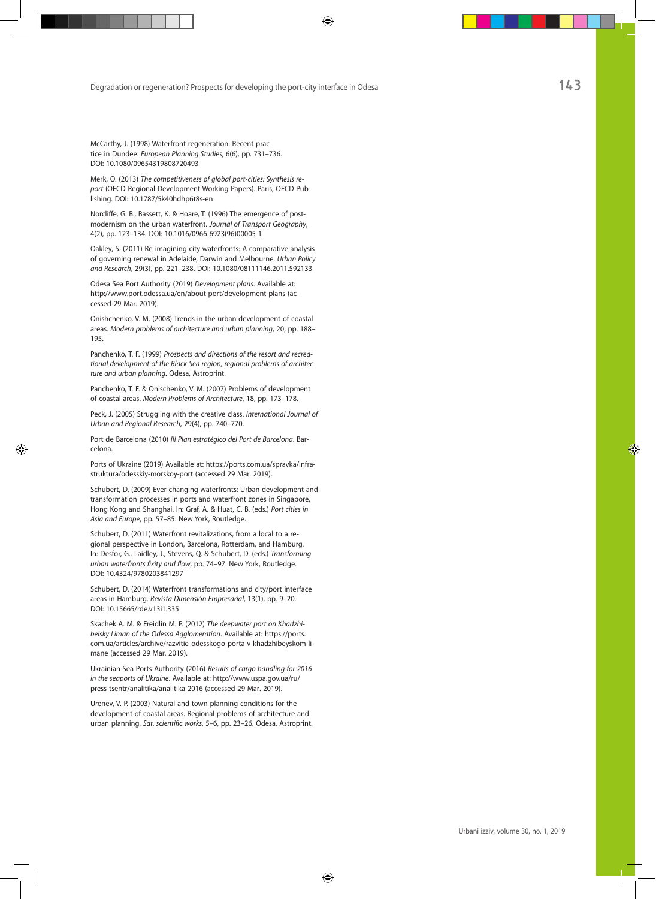McCarthy, J. (1998) Waterfront regeneration: Recent practice in Dundee. *European Planning Studies*, 6(6), pp. 731–736. DOI: 10.1080/09654319808720493

Merk, O. (2013) *The competitiveness of global port-cities: Synthesis report* (OECD Regional Development Working Papers). Paris, OECD Publishing. DOI: 10.1787/5k40hdhp6t8s-en

Norcliffe, G. B., Bassett, K. & Hoare, T. (1996) The emergence of postmodernism on the urban waterfront. *Journal of Transport Geography*, 4(2), pp. 123–134. DOI: 10.1016/0966-6923(96)00005-1

Oakley, S. (2011) Re-imagining city waterfronts: A comparative analysis of governing renewal in Adelaide, Darwin and Melbourne. *Urban Policy and Research*, 29(3), pp. 221–238. DOI: 10.1080/08111146.2011.592133

Odesa Sea Port Authority (2019) *Development plans*. Available at: http://www.port.odessa.ua/en/about-port/development-plans (accessed 29 Mar. 2019).

Onishchenko, V. M. (2008) Trends in the urban development of coastal areas. *Modern problems of architecture and urban planning*, 20, pp. 188–195.

Panchenko, T. F. (1999) *Prospects and directions of the resort and recreational development of the Black Sea region, regional problems of architecture and urban planning*. Odesa, Astroprint.

Panchenko, T. F. & Onischenko, V. M. (2007) Problems of development of coastal areas. *Modern Problems of Architecture*, 18, pp. 173–178.

Peck, J. (2005) Struggling with the creative class. *International Journal of Urban and Regional Research*, 29(4), pp. 740–770.

Port de Barcelona (2010) *III Plan estratégico del Port de Barcelona*. Barcelona.

Ports of Ukraine (2019) Available at: https://ports.com.ua/spravka/infrastruktura/odesskiy-morskoy-port (accessed 29 Mar. 2019).

Schubert, D. (2009) Ever-changing waterfronts: Urban development and transformation processes in ports and waterfront zones in Singapore, Hong Kong and Shanghai. In: Graf, A. & Huat, C. B. (eds.) *Port cities in Asia and Europe*, pp. 57–85. New York, Routledge.

Schubert, D. (2011) Waterfront revitalizations, from a local to a regional perspective in London, Barcelona, Rotterdam, and Hamburg. In: Desfor, G., Laidley, J., Stevens, Q. & Schubert, D. (eds.) *Transforming urban waterfronts fixity and flow*, pp. 74–97. New York, Routledge. DOI: 10.4324/9780203841297

Schubert, D. (2014) Waterfront transformations and city/port interface areas in Hamburg. *Revista Dimensión Empresarial*, 13(1), pp. 9–20. DOI: 10.15665/rde.v13i1.335

Skachek A. M. & Freidlin M. P. (2012) *The deepwater port on Khadzhibeisky Liman of the Odessa Agglomeration*. Available at: https://ports.com.ua/articles/archive/razvitie-odesskogo-porta-v-khadzhibeyskom-limane (accessed 29 Mar. 2019).

Ukrainian Sea Ports Authority (2016) *Results of cargo handling for 2016 in the seaports of Ukraine*. Available at: http://www.uspa.gov.ua/ru/press-tsentr/analitika/analitika-2016 (accessed 29 Mar. 2019).

Urenev, V. P. (2003) Natural and town-planning conditions for the development of coastal areas. Regional problems of architecture and urban planning. *Sat. scientific works*, 5–6, pp. 23–26. Odesa, Astroprint.